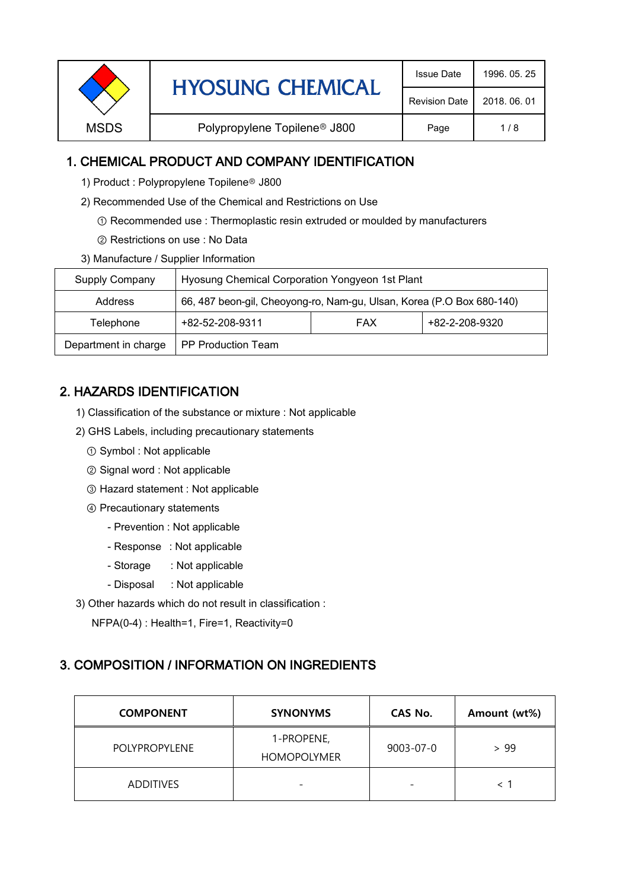| MSDS | HYOSUNG CHEMICAL | Issue Date | 1996. 05. 25 |
|---|---|---|---|
| | | Revision Date | 2018. 06. 01 |
| | Polypropylene Topilene® J800 | Page | 1 / 8 |

## 1. CHEMICAL PRODUCT AND COMPANY IDENTIFICATION

1) Product : Polypropylene Topilene® J800

2) Recommended Use of the Chemical and Restrictions on Use

① Recommended use : Thermoplastic resin extruded or moulded by manufacturers

② Restrictions on use : No Data

3) Manufacture / Supplier Information

| Supply Company | Hyosung Chemical Corporation Yongyeon 1st Plant | | |
|---|---|---|---|
| Address | 66, 487 beon-gil, Cheoyong-ro, Nam-gu, Ulsan, Korea (P.O Box 680-140) | | |
| Telephone | +82-52-208-9311 | FAX | +82-2-208-9320 |
| Department in charge | PP Production Team | | |

## 2. HAZARDS IDENTIFICATION

1) Classification of the substance or mixture : Not applicable

2) GHS Labels, including precautionary statements

① Symbol : Not applicable

② Signal word : Not applicable

③ Hazard statement : Not applicable

④ Precautionary statements

- Prevention : Not applicable
- Response : Not applicable
- Storage : Not applicable
- Disposal : Not applicable

3) Other hazards which do not result in classification :

NFPA(0-4) : Health=1, Fire=1, Reactivity=0

## 3. COMPOSITION / INFORMATION ON INGREDIENTS

| COMPONENT | SYNONYMS | CAS No. | Amount (wt%) |
|---|---|---|---|
| POLYPROPYLENE | 1-PROPENE, HOMOPOLYMER | 9003-07-0 | > 99 |
| ADDITIVES | - | - | < 1 |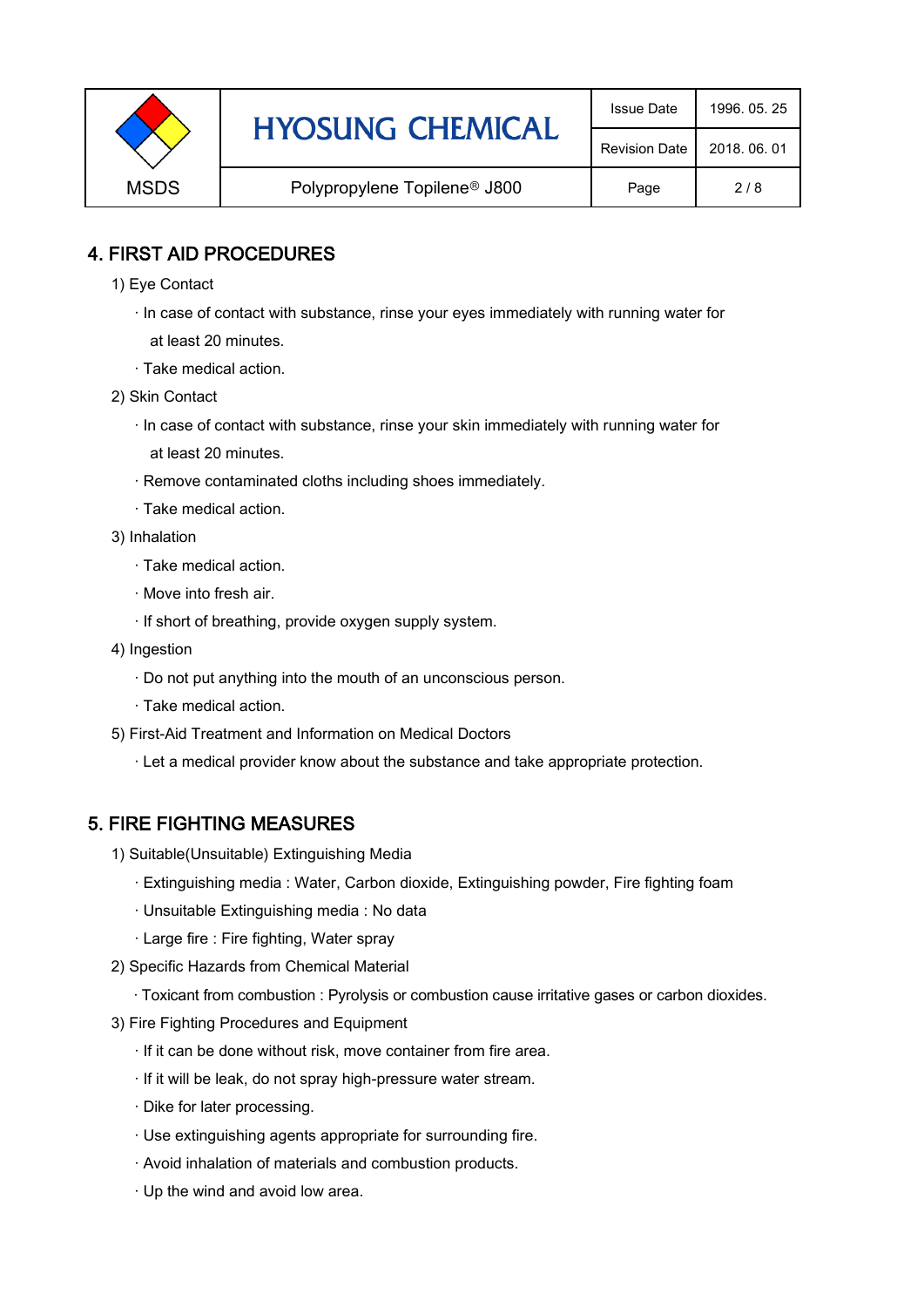## 4. FIRST AID PROCEDURES

1) Eye Contact

· In case of contact with substance, rinse your eyes immediately with running water for at least 20 minutes.

· Take medical action.

2) Skin Contact

· In case of contact with substance, rinse your skin immediately with running water for at least 20 minutes.

· Remove contaminated cloths including shoes immediately.

· Take medical action.

3) Inhalation

· Take medical action.

· Move into fresh air.

· If short of breathing, provide oxygen supply system.

4) Ingestion

· Do not put anything into the mouth of an unconscious person.

· Take medical action.

5) First-Aid Treatment and Information on Medical Doctors

· Let a medical provider know about the substance and take appropriate protection.

## 5. FIRE FIGHTING MEASURES

1) Suitable(Unsuitable) Extinguishing Media

· Extinguishing media : Water, Carbon dioxide, Extinguishing powder, Fire fighting foam

· Unsuitable Extinguishing media : No data

· Large fire : Fire fighting, Water spray

2) Specific Hazards from Chemical Material

· Toxicant from combustion : Pyrolysis or combustion cause irritative gases or carbon dioxides.

3) Fire Fighting Procedures and Equipment

· If it can be done without risk, move container from fire area.

· If it will be leak, do not spray high-pressure water stream.

· Dike for later processing.

· Use extinguishing agents appropriate for surrounding fire.

· Avoid inhalation of materials and combustion products.

· Up the wind and avoid low area.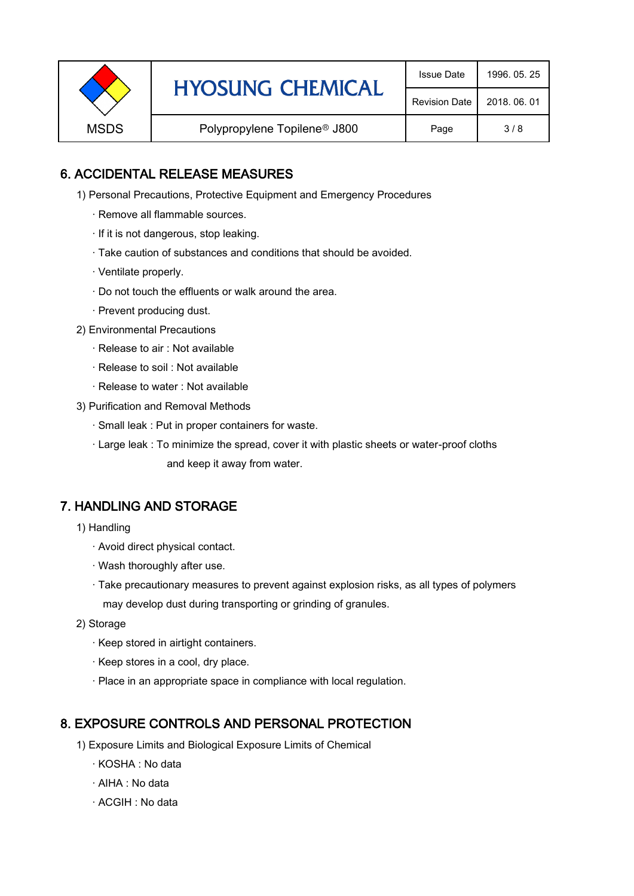## 6. ACCIDENTAL RELEASE MEASURES

1) Personal Precautions, Protective Equipment and Emergency Procedures

· Remove all flammable sources.

· If it is not dangerous, stop leaking.

· Take caution of substances and conditions that should be avoided.

· Ventilate properly.

· Do not touch the effluents or walk around the area.

· Prevent producing dust.

2) Environmental Precautions

· Release to air : Not available

· Release to soil : Not available

· Release to water : Not available

3) Purification and Removal Methods

· Small leak : Put in proper containers for waste.

· Large leak : To minimize the spread, cover it with plastic sheets or water-proof cloths and keep it away from water.

## 7. HANDLING AND STORAGE

1) Handling

· Avoid direct physical contact.

· Wash thoroughly after use.

· Take precautionary measures to prevent against explosion risks, as all types of polymers may develop dust during transporting or grinding of granules.

2) Storage

· Keep stored in airtight containers.

· Keep stores in a cool, dry place.

· Place in an appropriate space in compliance with local regulation.

## 8. EXPOSURE CONTROLS AND PERSONAL PROTECTION

1) Exposure Limits and Biological Exposure Limits of Chemical

· KOSHA : No data

· AIHA : No data

· ACGIH : No data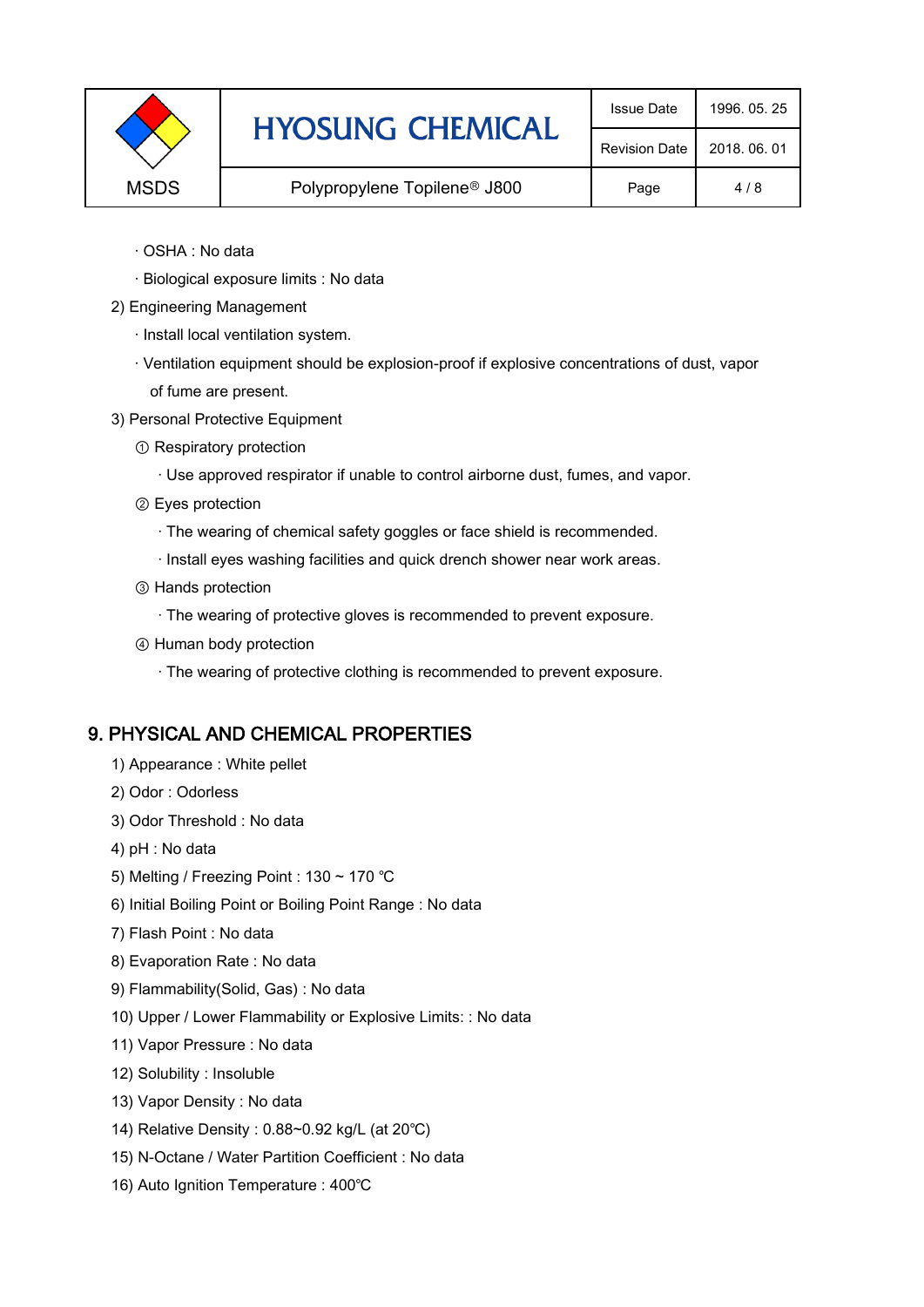· OSHA : No data

· Biological exposure limits : No data

2) Engineering Management

· Install local ventilation system.

· Ventilation equipment should be explosion-proof if explosive concentrations of dust, vapor of fume are present.

3) Personal Protective Equipment

① Respiratory protection

· Use approved respirator if unable to control airborne dust, fumes, and vapor.

② Eyes protection

· The wearing of chemical safety goggles or face shield is recommended.

· Install eyes washing facilities and quick drench shower near work areas.

③ Hands protection

· The wearing of protective gloves is recommended to prevent exposure.

④ Human body protection

· The wearing of protective clothing is recommended to prevent exposure.

## 9. PHYSICAL AND CHEMICAL PROPERTIES

1) Appearance : White pellet

2) Odor : Odorless

3) Odor Threshold : No data

4) pH : No data

5) Melting / Freezing Point : 130 ~ 170 ℃

6) Initial Boiling Point or Boiling Point Range : No data

7) Flash Point : No data

8) Evaporation Rate : No data

9) Flammability(Solid, Gas) : No data

10) Upper / Lower Flammability or Explosive Limits: : No data

11) Vapor Pressure : No data

12) Solubility : Insoluble

13) Vapor Density : No data

14) Relative Density : 0.88~0.92 kg/L (at 20℃)

15) N-Octane / Water Partition Coefficient : No data

16) Auto Ignition Temperature : 400℃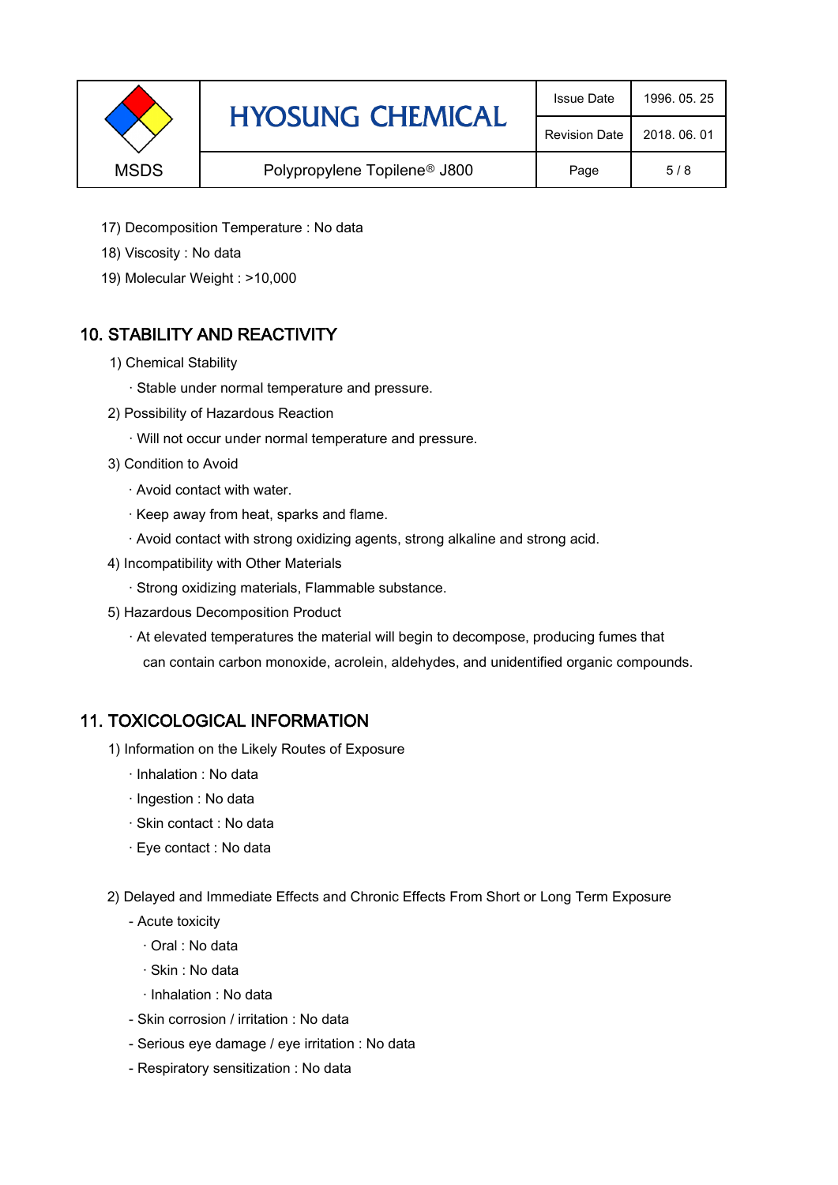17) Decomposition Temperature : No data

18) Viscosity : No data

19) Molecular Weight : >10,000

## 10. STABILITY AND REACTIVITY

1) Chemical Stability

· Stable under normal temperature and pressure.

2) Possibility of Hazardous Reaction

· Will not occur under normal temperature and pressure.

3) Condition to Avoid

· Avoid contact with water.

· Keep away from heat, sparks and flame.

· Avoid contact with strong oxidizing agents, strong alkaline and strong acid.

4) Incompatibility with Other Materials

· Strong oxidizing materials, Flammable substance.

5) Hazardous Decomposition Product

· At elevated temperatures the material will begin to decompose, producing fumes that can contain carbon monoxide, acrolein, aldehydes, and unidentified organic compounds.

## 11. TOXICOLOGICAL INFORMATION

1) Information on the Likely Routes of Exposure

· Inhalation : No data

· Ingestion : No data

· Skin contact : No data

· Eye contact : No data

2) Delayed and Immediate Effects and Chronic Effects From Short or Long Term Exposure

- Acute toxicity
  - · Oral : No data
  - · Skin : No data
  - · Inhalation : No data
- Skin corrosion / irritation : No data
- Serious eye damage / eye irritation : No data
- Respiratory sensitization : No data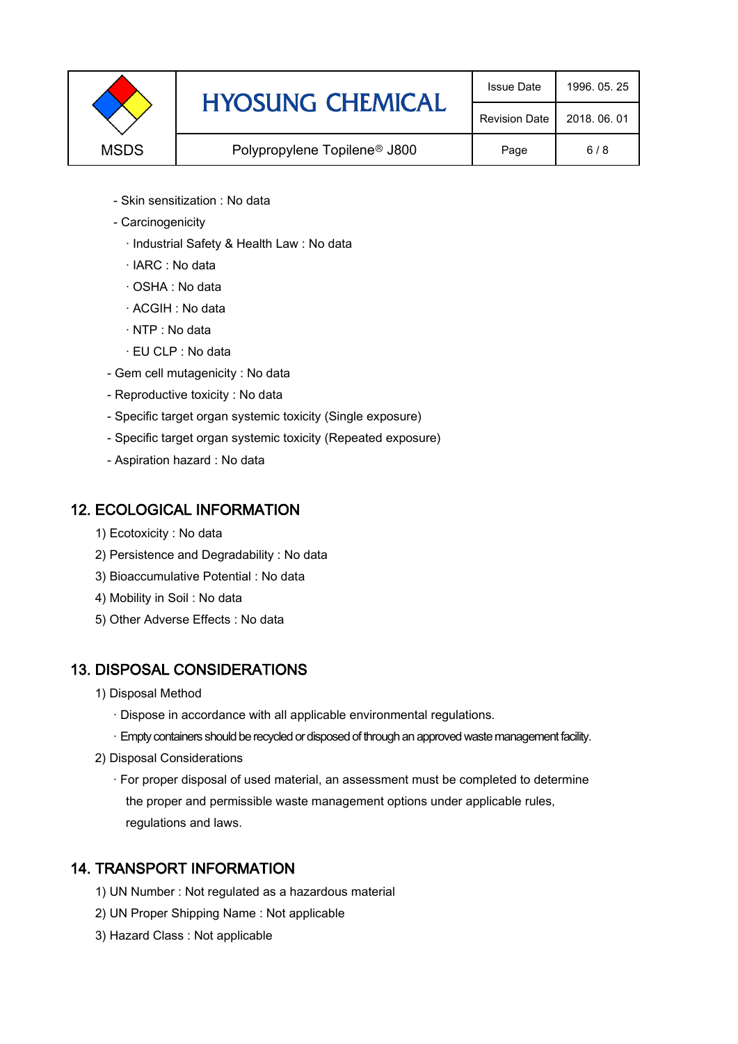- Skin sensitization : No data
- Carcinogenicity
  - · Industrial Safety & Health Law : No data
  - · IARC : No data
  - · OSHA : No data
  - · ACGIH : No data
  - · NTP : No data
  - · EU CLP : No data
- Gem cell mutagenicity : No data
- Reproductive toxicity : No data
- Specific target organ systemic toxicity (Single exposure)
- Specific target organ systemic toxicity (Repeated exposure)
- Aspiration hazard : No data

## 12. ECOLOGICAL INFORMATION

1) Ecotoxicity : No data
2) Persistence and Degradability : No data
3) Bioaccumulative Potential : No data
4) Mobility in Soil : No data
5) Other Adverse Effects : No data

## 13. DISPOSAL CONSIDERATIONS

1) Disposal Method
   - · Dispose in accordance with all applicable environmental regulations.
   - · Empty containers should be recycled or disposed of through an approved waste management facility.
2) Disposal Considerations
   - · For proper disposal of used material, an assessment must be completed to determine the proper and permissible waste management options under applicable rules, regulations and laws.

## 14. TRANSPORT INFORMATION

1) UN Number : Not regulated as a hazardous material
2) UN Proper Shipping Name : Not applicable
3) Hazard Class : Not applicable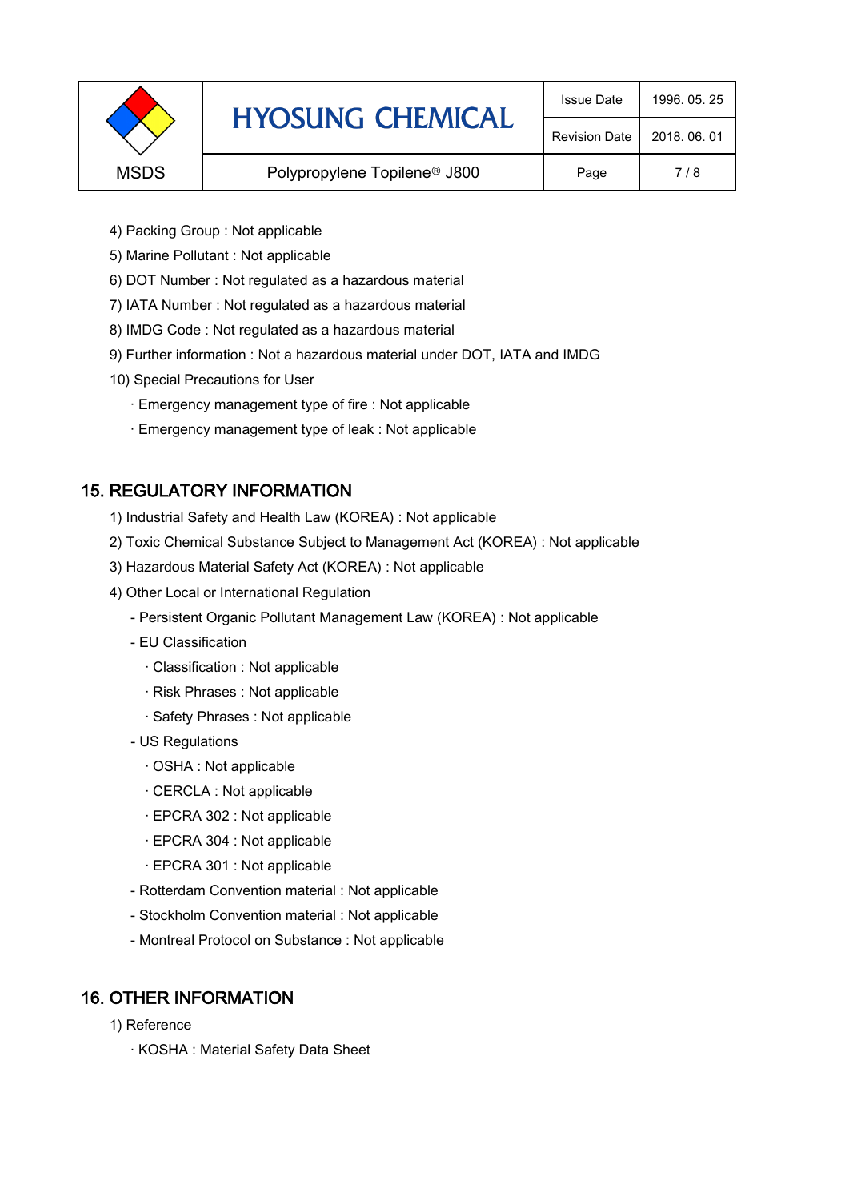4) Packing Group : Not applicable

5) Marine Pollutant : Not applicable

6) DOT Number : Not regulated as a hazardous material

7) IATA Number : Not regulated as a hazardous material

8) IMDG Code : Not regulated as a hazardous material

9) Further information : Not a hazardous material under DOT, IATA and IMDG

10) Special Precautions for User

  · Emergency management type of fire : Not applicable

  · Emergency management type of leak : Not applicable

## 15. REGULATORY INFORMATION

1) Industrial Safety and Health Law (KOREA) : Not applicable

2) Toxic Chemical Substance Subject to Management Act (KOREA) : Not applicable

3) Hazardous Material Safety Act (KOREA) : Not applicable

4) Other Local or International Regulation

  - Persistent Organic Pollutant Management Law (KOREA) : Not applicable

  - EU Classification

    · Classification : Not applicable

    · Risk Phrases : Not applicable

    · Safety Phrases : Not applicable

  - US Regulations

    · OSHA : Not applicable

    · CERCLA : Not applicable

    · EPCRA 302 : Not applicable

    · EPCRA 304 : Not applicable

    · EPCRA 301 : Not applicable

  - Rotterdam Convention material : Not applicable

  - Stockholm Convention material : Not applicable

  - Montreal Protocol on Substance : Not applicable

## 16. OTHER INFORMATION

1) Reference

  · KOSHA : Material Safety Data Sheet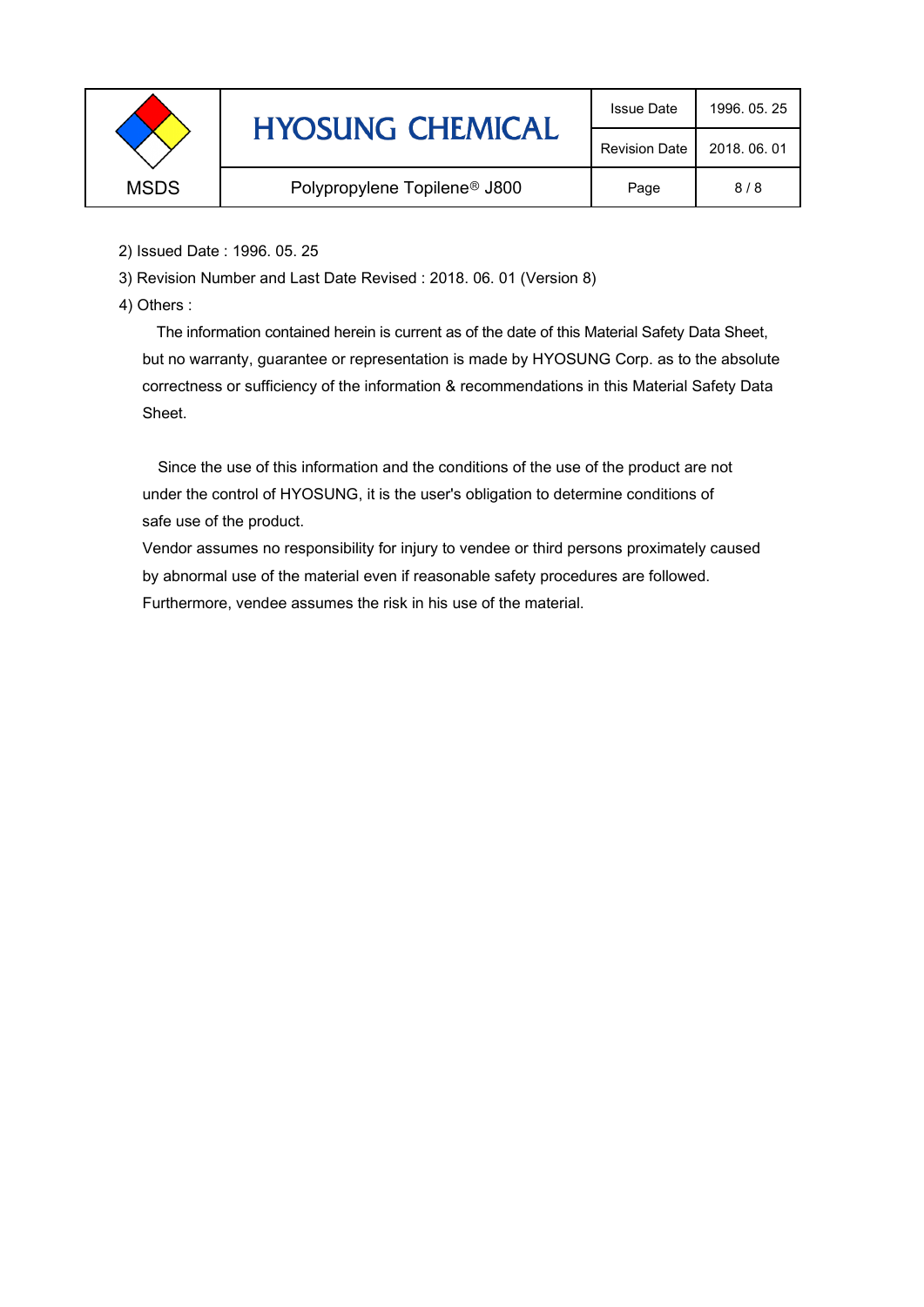2) Issued Date : 1996. 05. 25

3) Revision Number and Last Date Revised : 2018. 06. 01 (Version 8)

4) Others :

The information contained herein is current as of the date of this Material Safety Data Sheet, but no warranty, guarantee or representation is made by HYOSUNG Corp. as to the absolute correctness or sufficiency of the information & recommendations in this Material Safety Data Sheet.

Since the use of this information and the conditions of the use of the product are not under the control of HYOSUNG, it is the user's obligation to determine conditions of safe use of the product.
Vendor assumes no responsibility for injury to vendee or third persons proximately caused by abnormal use of the material even if reasonable safety procedures are followed.
Furthermore, vendee assumes the risk in his use of the material.